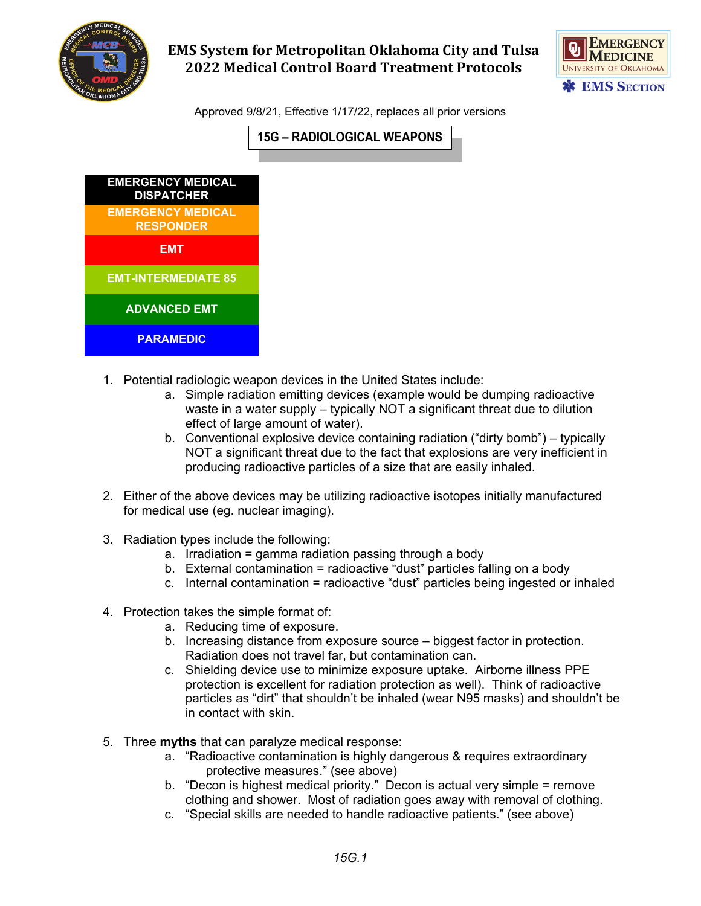# EMS System for Metropolitan Oklahoma City and Tulsa
# 2022 Medical Control Board Treatment Protocols

Approved 9/8/21, Effective 1/17/22, replaces all prior versions

## 15G – RADIOLOGICAL WEAPONS

| EMERGENCY MEDICAL DISPATCHER |
|---|
| EMERGENCY MEDICAL RESPONDER |
| EMT |
| EMT-INTERMEDIATE 85 |
| ADVANCED EMT |
| PARAMEDIC |

1. Potential radiologic weapon devices in the United States include:
   a. Simple radiation emitting devices (example would be dumping radioactive waste in a water supply – typically NOT a significant threat due to dilution effect of large amount of water).
   b. Conventional explosive device containing radiation ("dirty bomb") – typically NOT a significant threat due to the fact that explosions are very inefficient in producing radioactive particles of a size that are easily inhaled.

2. Either of the above devices may be utilizing radioactive isotopes initially manufactured for medical use (eg. nuclear imaging).

3. Radiation types include the following:
   a. Irradiation = gamma radiation passing through a body
   b. External contamination = radioactive "dust" particles falling on a body
   c. Internal contamination = radioactive "dust" particles being ingested or inhaled

4. Protection takes the simple format of:
   a. Reducing time of exposure.
   b. Increasing distance from exposure source – biggest factor in protection. Radiation does not travel far, but contamination can.
   c. Shielding device use to minimize exposure uptake. Airborne illness PPE protection is excellent for radiation protection as well). Think of radioactive particles as "dirt" that shouldn't be inhaled (wear N95 masks) and shouldn't be in contact with skin.

5. Three **myths** that can paralyze medical response:
   a. "Radioactive contamination is highly dangerous & requires extraordinary protective measures." (see above)
   b. "Decon is highest medical priority." Decon is actual very simple = remove clothing and shower. Most of radiation goes away with removal of clothing.
   c. "Special skills are needed to handle radioactive patients." (see above)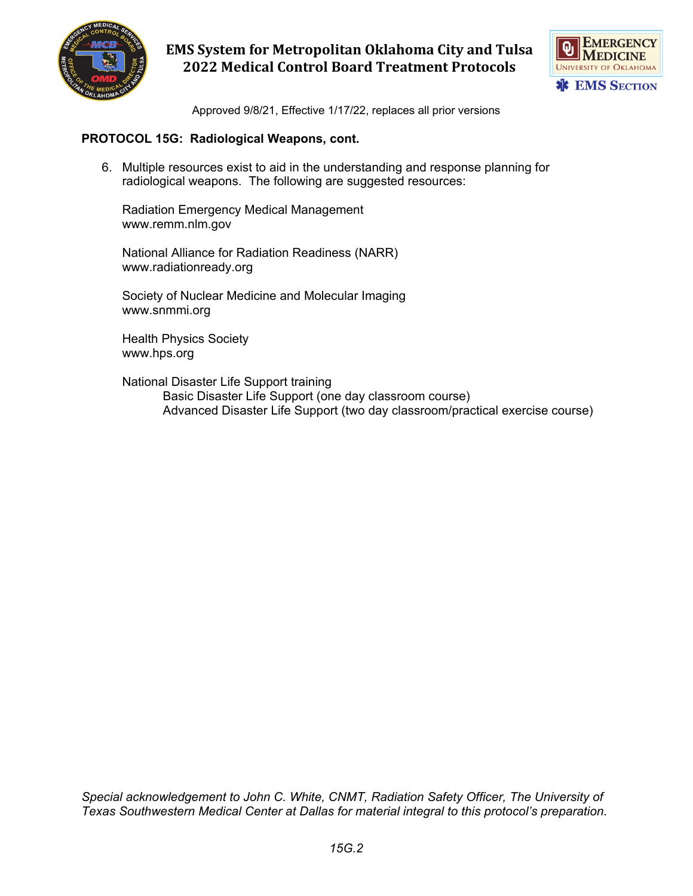## PROTOCOL 15G: Radiological Weapons, cont.

6. Multiple resources exist to aid in the understanding and response planning for radiological weapons. The following are suggested resources:

   Radiation Emergency Medical Management
   www.remm.nlm.gov

   National Alliance for Radiation Readiness (NARR)
   www.radiationready.org

   Society of Nuclear Medicine and Molecular Imaging
   www.snmmi.org

   Health Physics Society
   www.hps.org

   National Disaster Life Support training
   - Basic Disaster Life Support (one day classroom course)
   - Advanced Disaster Life Support (two day classroom/practical exercise course)

*Special acknowledgement to John C. White, CNMT, Radiation Safety Officer, The University of Texas Southwestern Medical Center at Dallas for material integral to this protocol's preparation.*